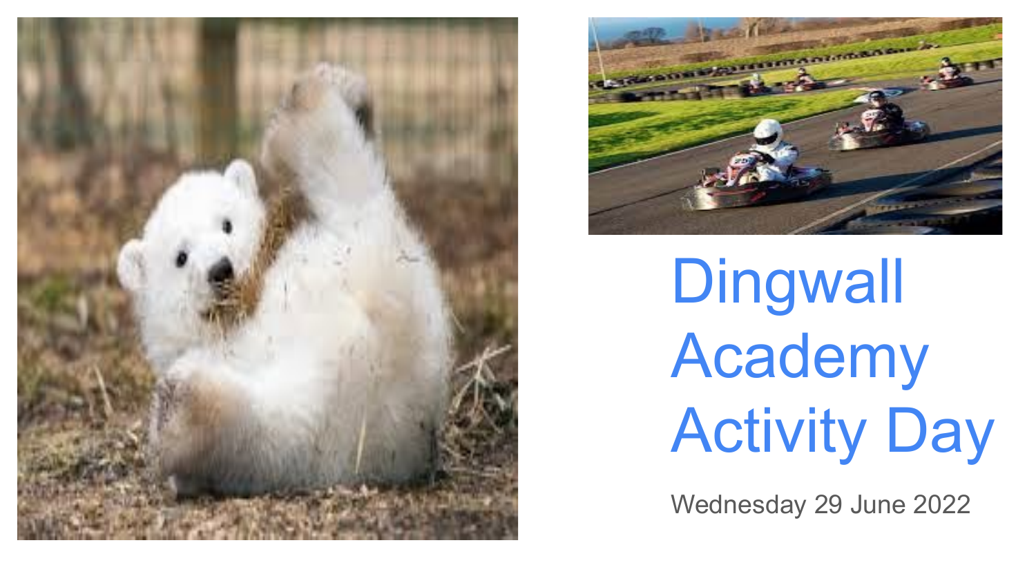# Dingwall Academy Activity Day

Wednesday 29 June 2022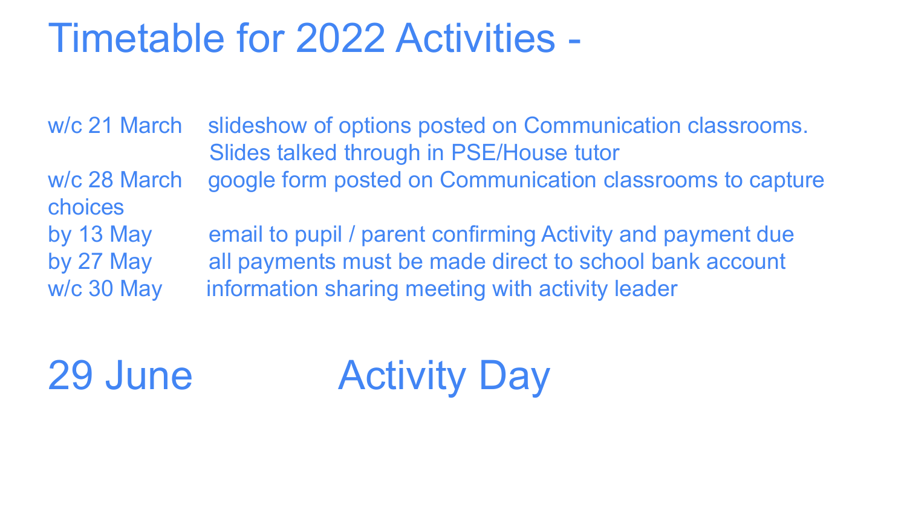# Timetable for 2022 Activities -

| | |
|---|---|
| w/c 21 March | slideshow of options posted on Communication classrooms. Slides talked through in PSE/House tutor |
| w/c 28 March | google form posted on Communication classrooms to capture choices |
| by 13 May | email to pupil / parent confirming Activity and payment due |
| by 27 May | all payments must be made direct to school bank account |
| w/c 30 May | information sharing meeting with activity leader |

## 29 June Activity Day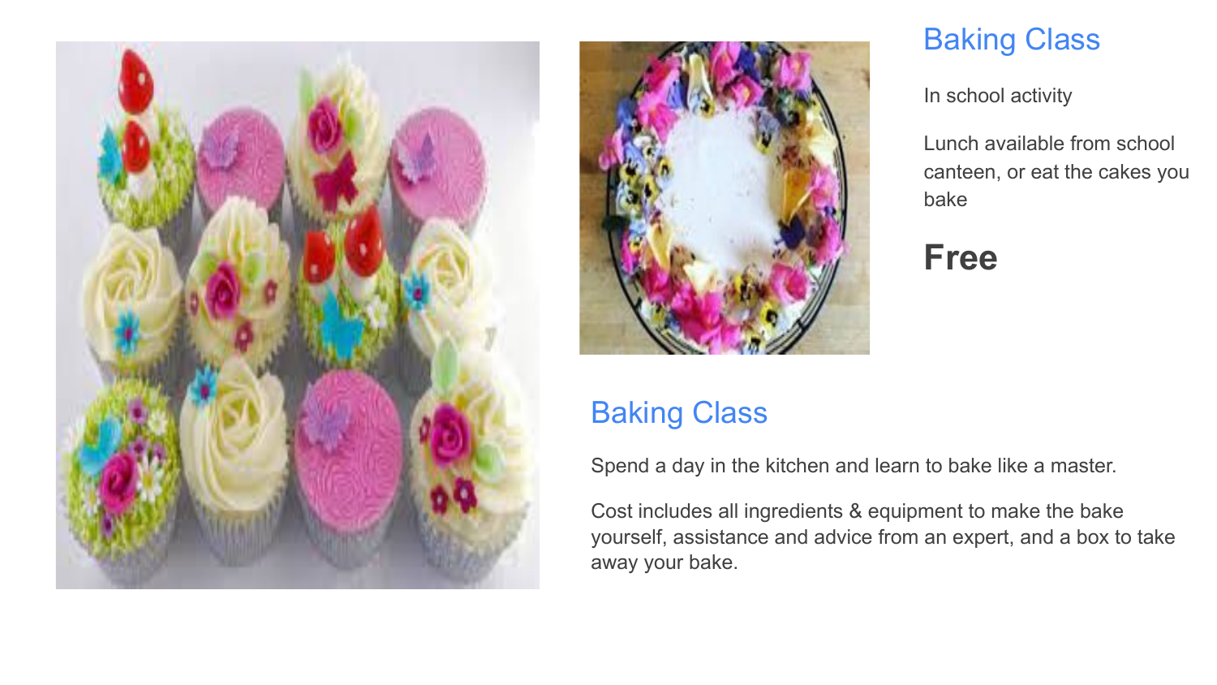## Baking Class

In school activity

Lunch available from school canteen, or eat the cakes you bake

**Free**

## Baking Class

Spend a day in the kitchen and learn to bake like a master.

Cost includes all ingredients & equipment to make the bake yourself, assistance and advice from an expert, and a box to take away your bake.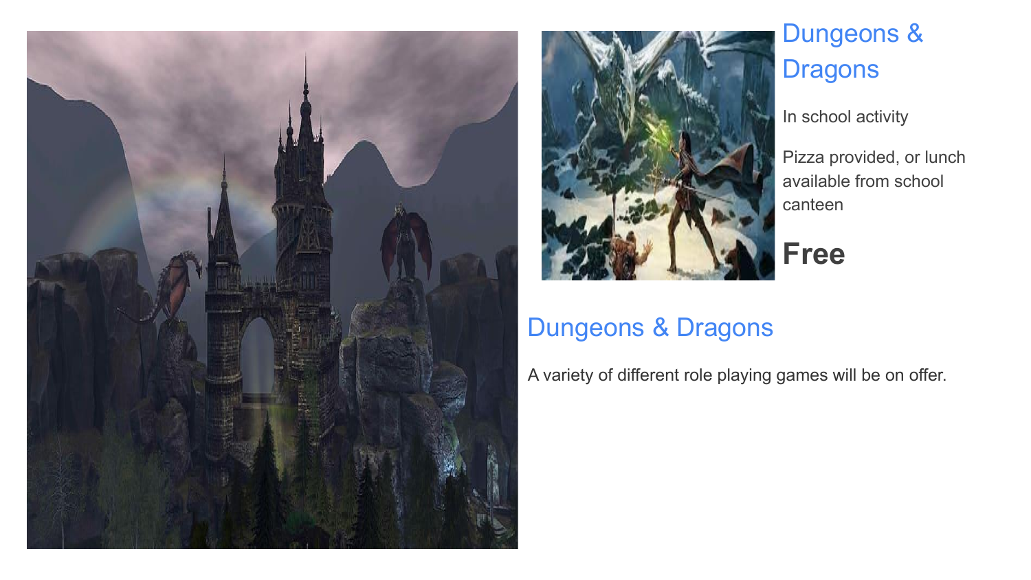## Dungeons & Dragons

In school activity

Pizza provided, or lunch available from school canteen

**Free**

## Dungeons & Dragons

A variety of different role playing games will be on offer.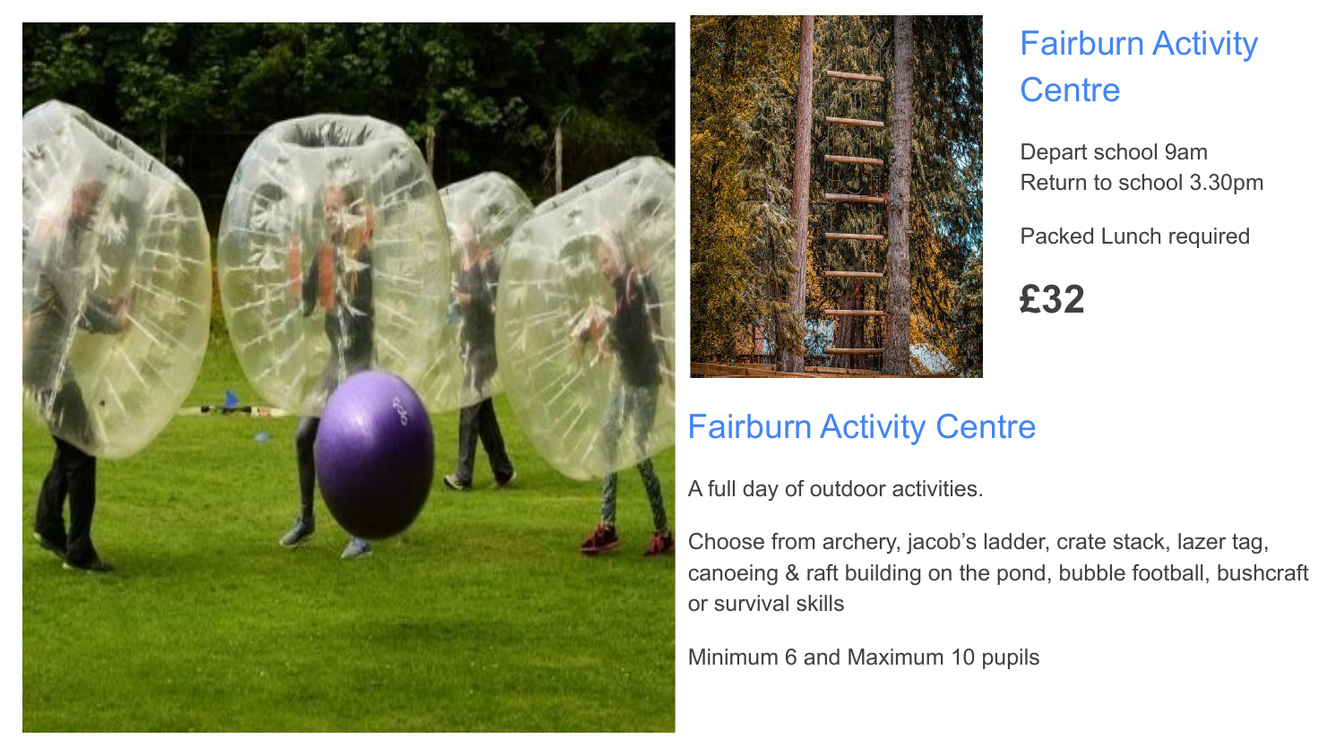## Fairburn Activity Centre

Depart school 9am
Return to school 3.30pm

Packed Lunch required

**£32**

## Fairburn Activity Centre

A full day of outdoor activities.

Choose from archery, jacob's ladder, crate stack, lazer tag, canoeing & raft building on the pond, bubble football, bushcraft or survival skills

Minimum 6 and Maximum 10 pupils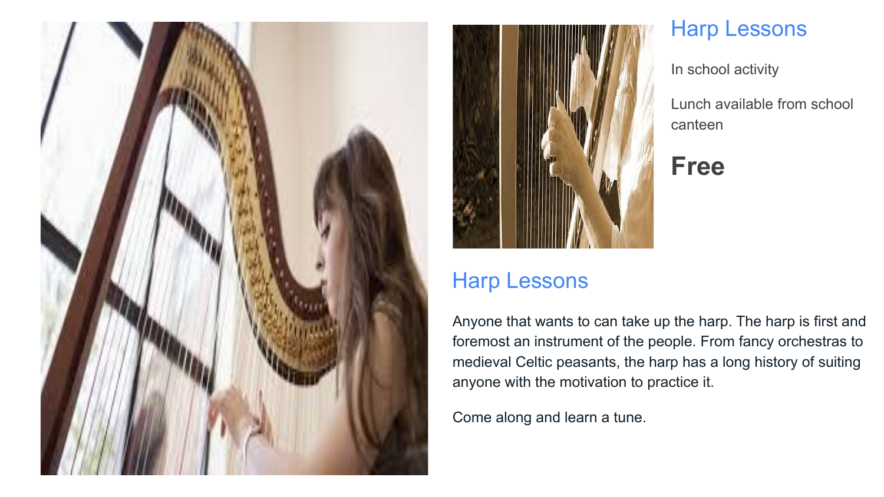## Harp Lessons

In school activity

Lunch available from school canteen

**Free**

## Harp Lessons

Anyone that wants to can take up the harp. The harp is first and foremost an instrument of the people. From fancy orchestras to medieval Celtic peasants, the harp has a long history of suiting anyone with the motivation to practice it.

Come along and learn a tune.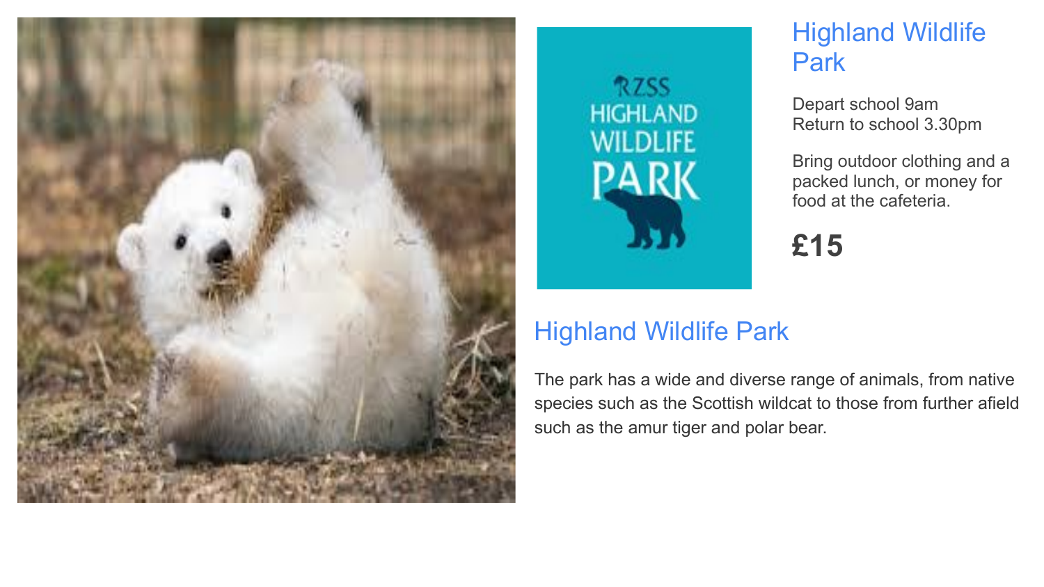## Highland Wildlife Park

Depart school 9am
Return to school 3.30pm

Bring outdoor clothing and a packed lunch, or money for food at the cafeteria.

**£15**

## Highland Wildlife Park

The park has a wide and diverse range of animals, from native species such as the Scottish wildcat to those from further afield such as the amur tiger and polar bear.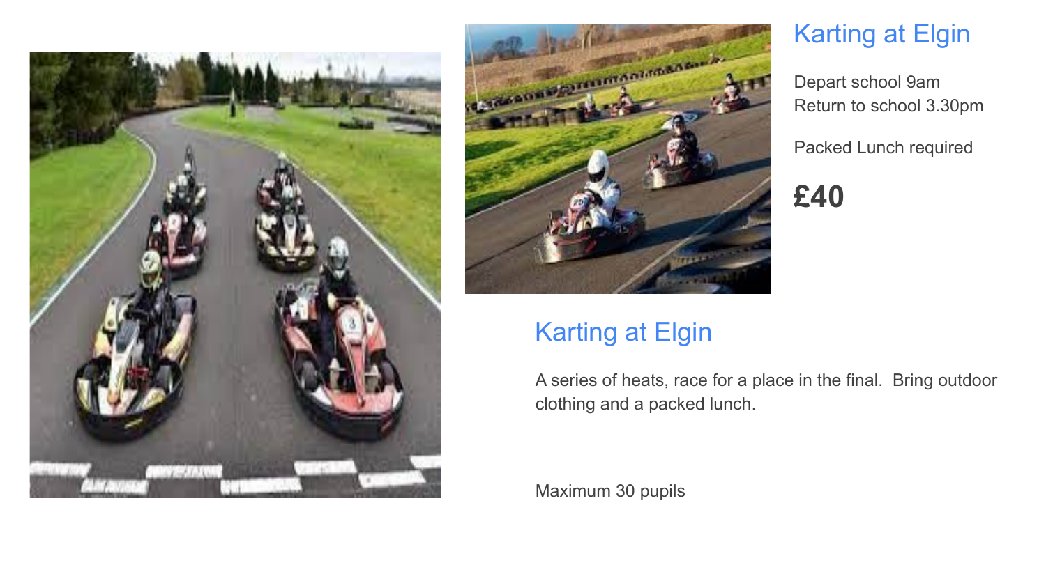## Karting at Elgin

Depart school 9am
Return to school 3.30pm

Packed Lunch required

**£40**

## Karting at Elgin

A series of heats, race for a place in the final. Bring outdoor clothing and a packed lunch.

Maximum 30 pupils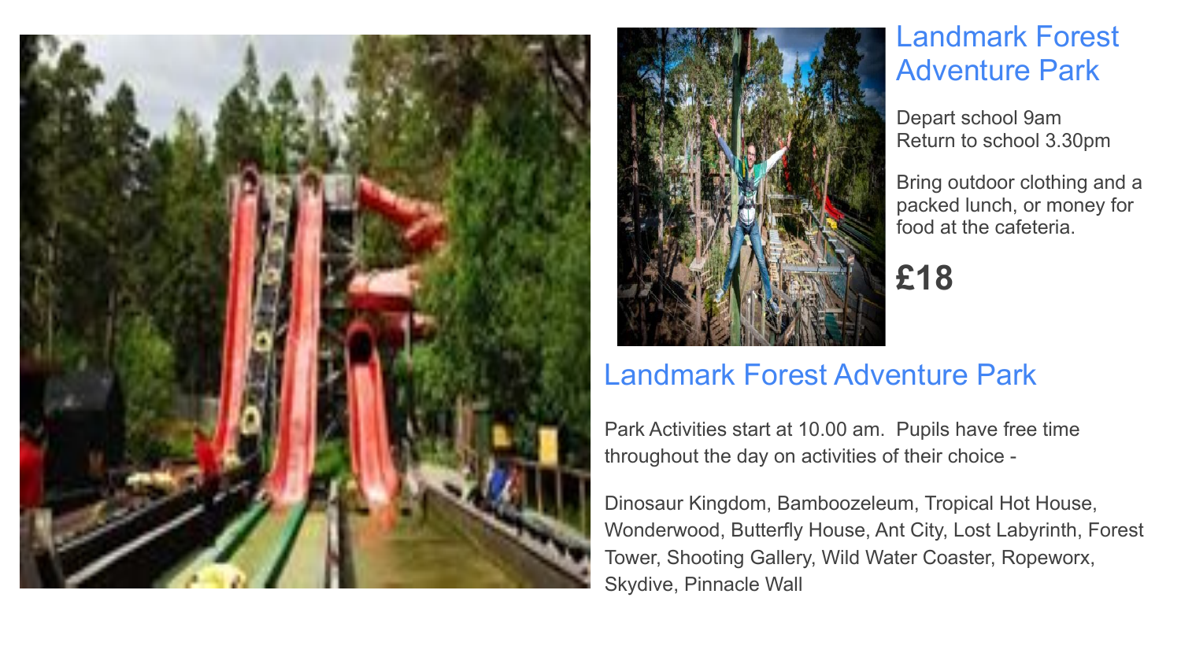## Landmark Forest Adventure Park

Depart school 9am
Return to school 3.30pm

Bring outdoor clothing and a packed lunch, or money for food at the cafeteria.

**£18**

## Landmark Forest Adventure Park

Park Activities start at 10.00 am. Pupils have free time throughout the day on activities of their choice -

Dinosaur Kingdom, Bamboozeleum, Tropical Hot House, Wonderwood, Butterfly House, Ant City, Lost Labyrinth, Forest Tower, Shooting Gallery, Wild Water Coaster, Ropeworx, Skydive, Pinnacle Wall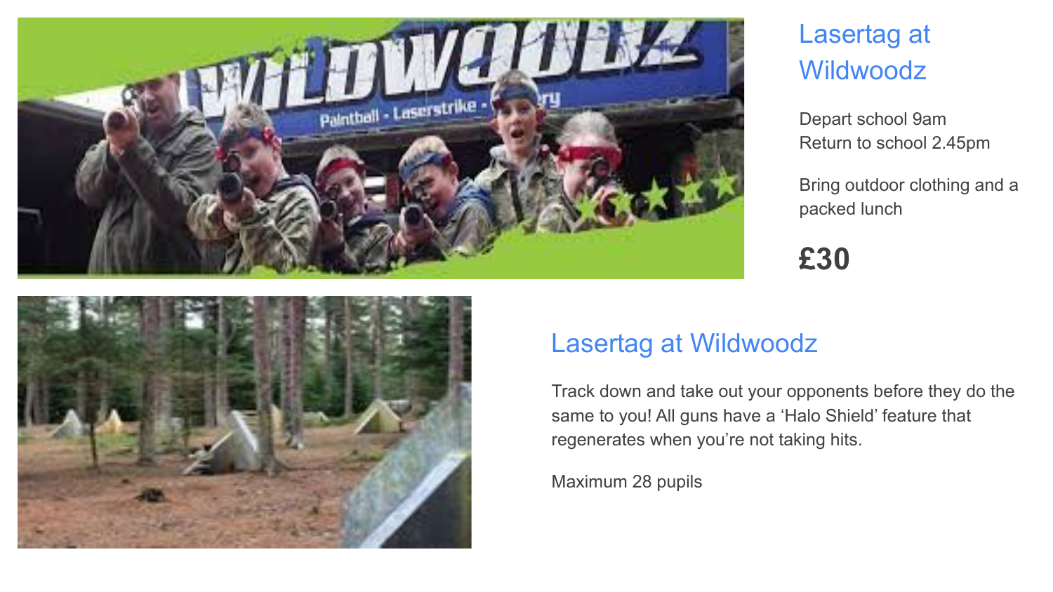## Lasertag at Wildwoodz

Depart school 9am
Return to school 2.45pm

Bring outdoor clothing and a packed lunch

**£30**

## Lasertag at Wildwoodz

Track down and take out your opponents before they do the same to you! All guns have a ‘Halo Shield’ feature that regenerates when you’re not taking hits.

Maximum 28 pupils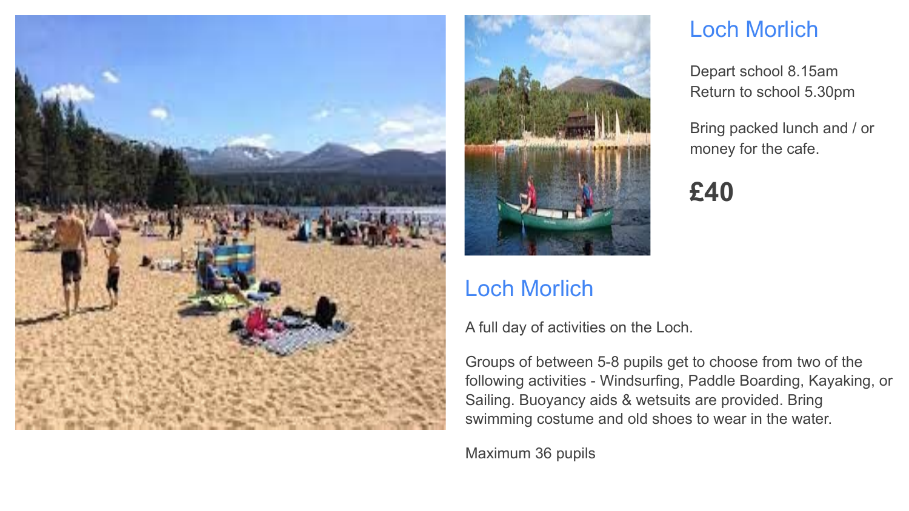## Loch Morlich

Depart school 8.15am
Return to school 5.30pm

Bring packed lunch and / or money for the cafe.

**£40**

## Loch Morlich

A full day of activities on the Loch.

Groups of between 5-8 pupils get to choose from two of the following activities - Windsurfing, Paddle Boarding, Kayaking, or Sailing. Buoyancy aids & wetsuits are provided. Bring swimming costume and old shoes to wear in the water.

Maximum 36 pupils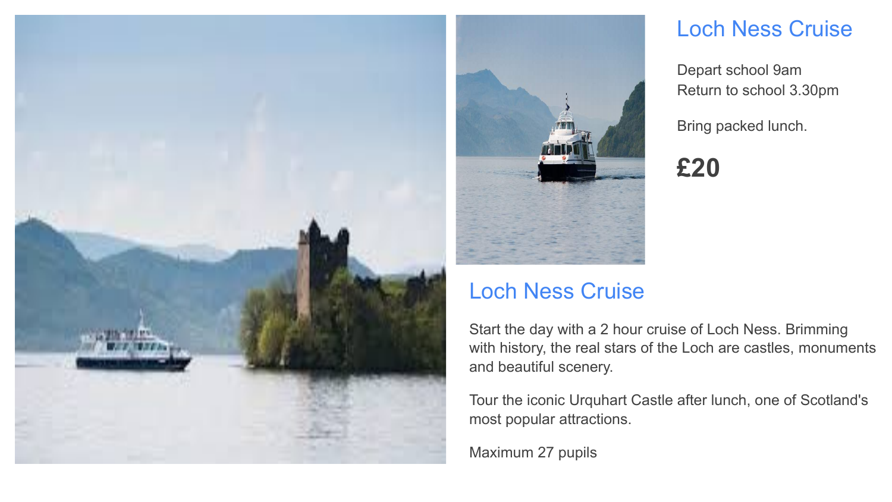## Loch Ness Cruise

Depart school 9am
Return to school 3.30pm

Bring packed lunch.

**£20**

## Loch Ness Cruise

Start the day with a 2 hour cruise of Loch Ness. Brimming with history, the real stars of the Loch are castles, monuments and beautiful scenery.

Tour the iconic Urquhart Castle after lunch, one of Scotland's most popular attractions.

Maximum 27 pupils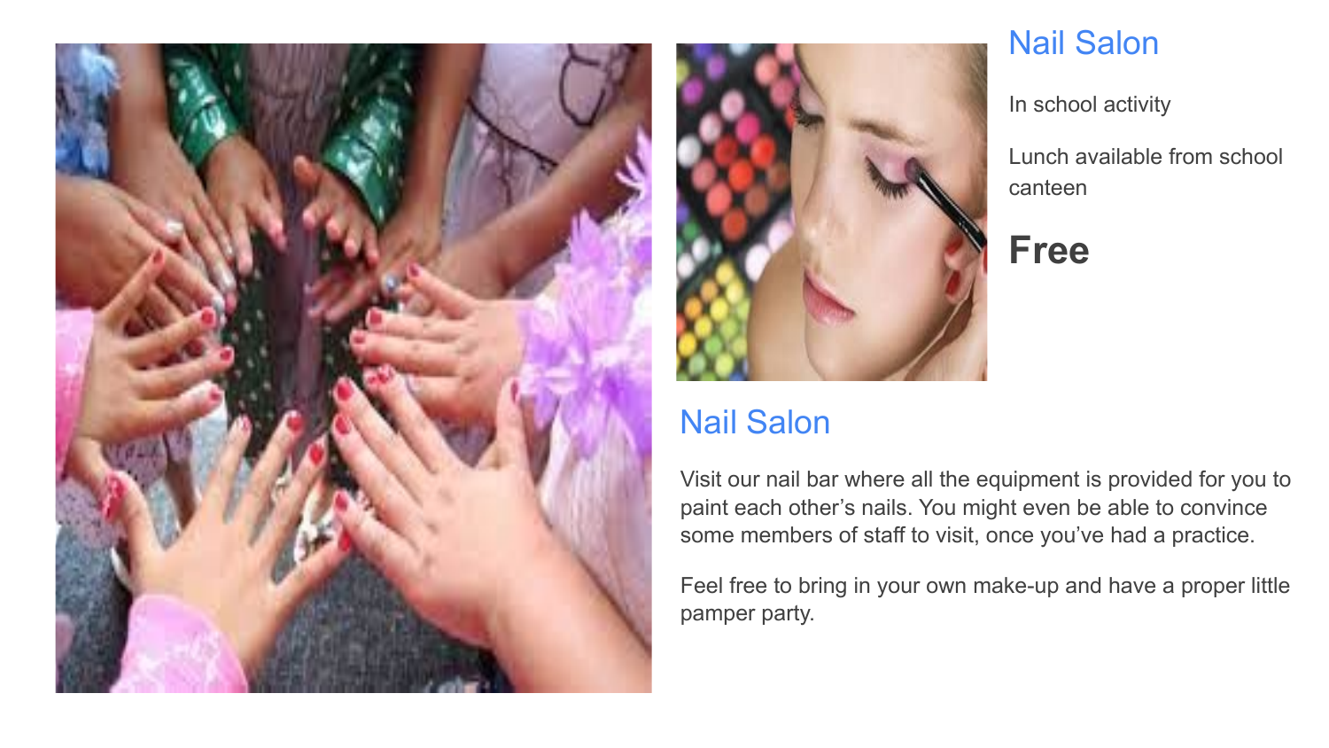## Nail Salon

In school activity

Lunch available from school canteen

**Free**

## Nail Salon

Visit our nail bar where all the equipment is provided for you to paint each other's nails. You might even be able to convince some members of staff to visit, once you've had a practice.

Feel free to bring in your own make-up and have a proper little pamper party.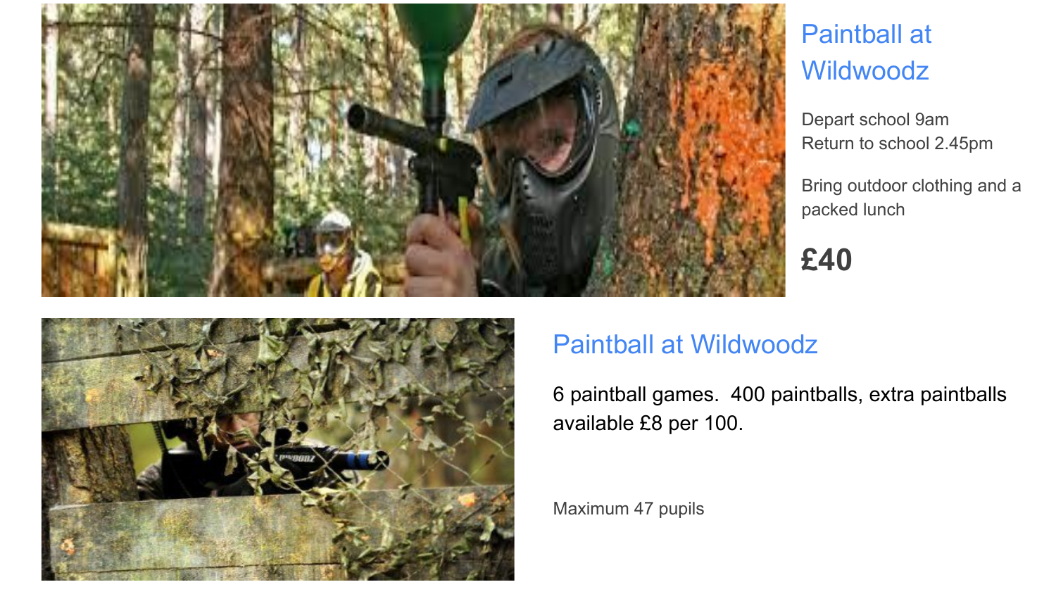## Paintball at Wildwoodz

Depart school 9am
Return to school 2.45pm

Bring outdoor clothing and a packed lunch

**£40**

## Paintball at Wildwoodz

6 paintball games. 400 paintballs, extra paintballs available £8 per 100.

Maximum 47 pupils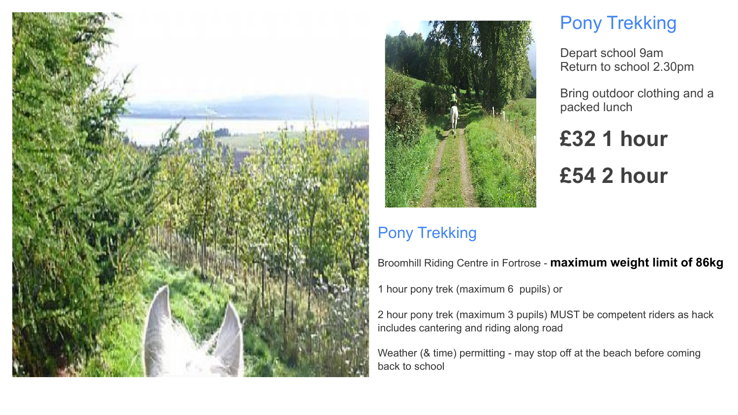# Pony Trekking

Depart school 9am
Return to school 2.30pm

Bring outdoor clothing and a packed lunch

## £32 1 hour

## £54 2 hour

# Pony Trekking

Broomhill Riding Centre in Fortrose - **maximum weight limit of 86kg**

1 hour pony trek (maximum 6 pupils) or

2 hour pony trek (maximum 3 pupils) MUST be competent riders as hack includes cantering and riding along road

Weather (& time) permitting - may stop off at the beach before coming back to school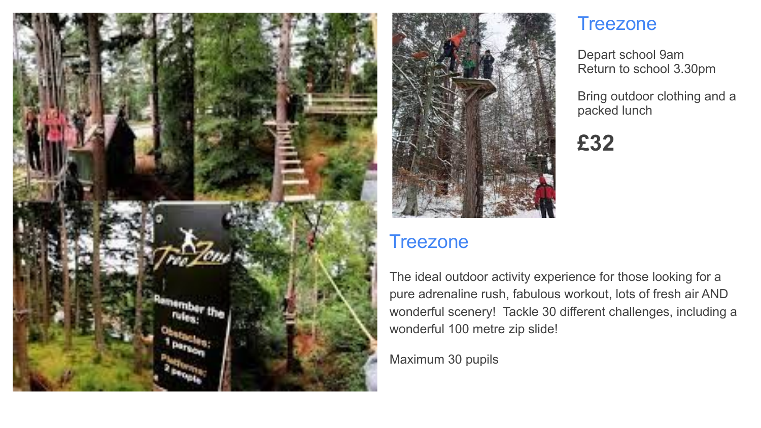## Treezone

Depart school 9am
Return to school 3.30pm

Bring outdoor clothing and a packed lunch

**£32**

## Treezone

The ideal outdoor activity experience for those looking for a pure adrenaline rush, fabulous workout, lots of fresh air AND wonderful scenery! Tackle 30 different challenges, including a wonderful 100 metre zip slide!

Maximum 30 pupils